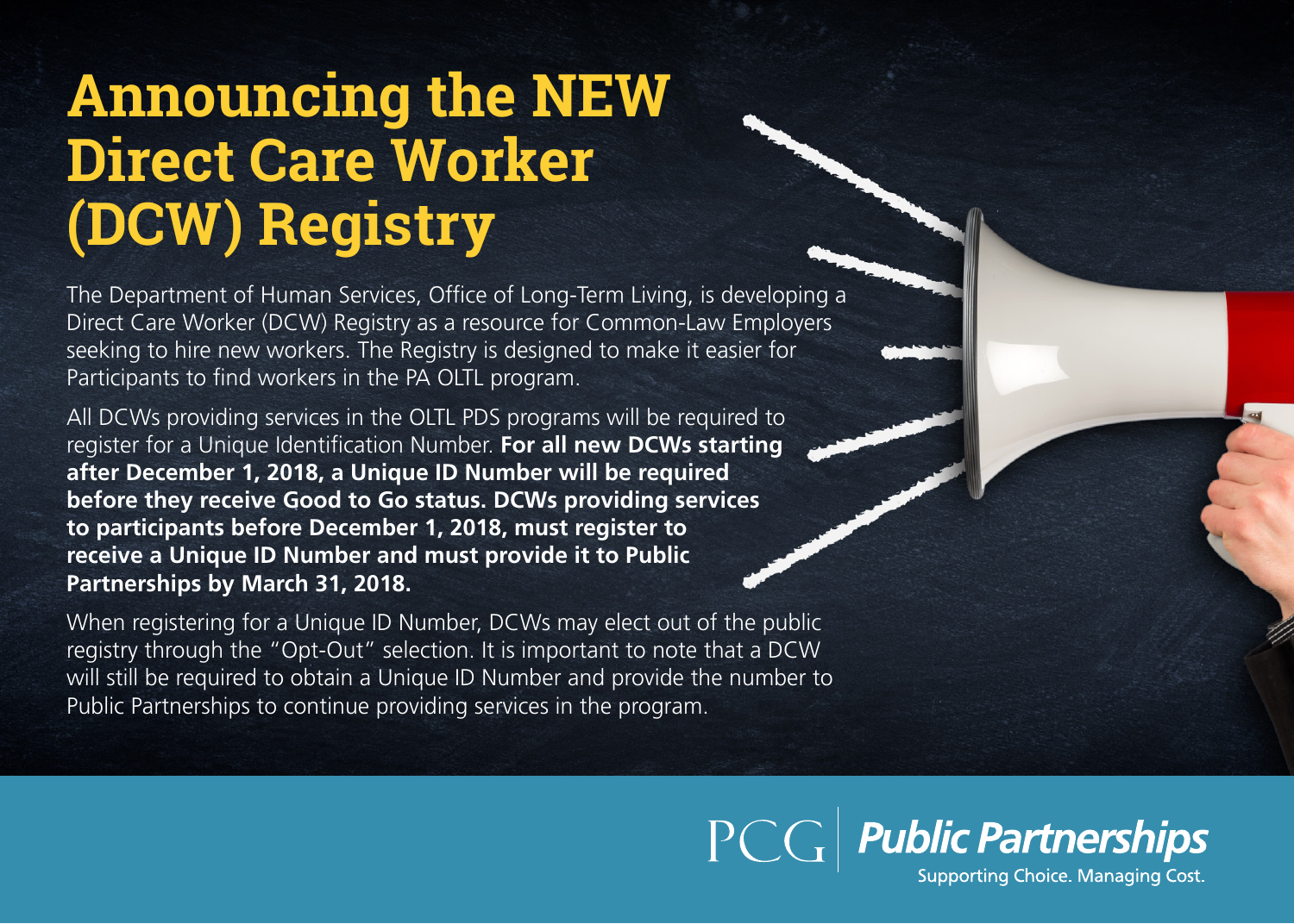# Announcing the NEW Direct Care Worker (DCW) Registry

The Department of Human Services, Office of Long-Term Living, is developing a Direct Care Worker (DCW) Registry as a resource for Common-Law Employers seeking to hire new workers. The Registry is designed to make it easier for Participants to find workers in the PA OLTL program.

All DCWs providing services in the OLTL PDS programs will be required to register for a Unique Identification Number. **For all new DCWs starting after December 1, 2018, a Unique ID Number will be required before they receive Good to Go status. DCWs providing services to participants before December 1, 2018, must register to receive a Unique ID Number and must provide it to Public Partnerships by March 31, 2018.**

When registering for a Unique ID Number, DCWs may elect out of the public registry through the "Opt-Out" selection. It is important to note that a DCW will still be required to obtain a Unique ID Number and provide the number to Public Partnerships to continue providing services in the program.

PCG | **Public Partnerships**
Supporting Choice. Managing Cost.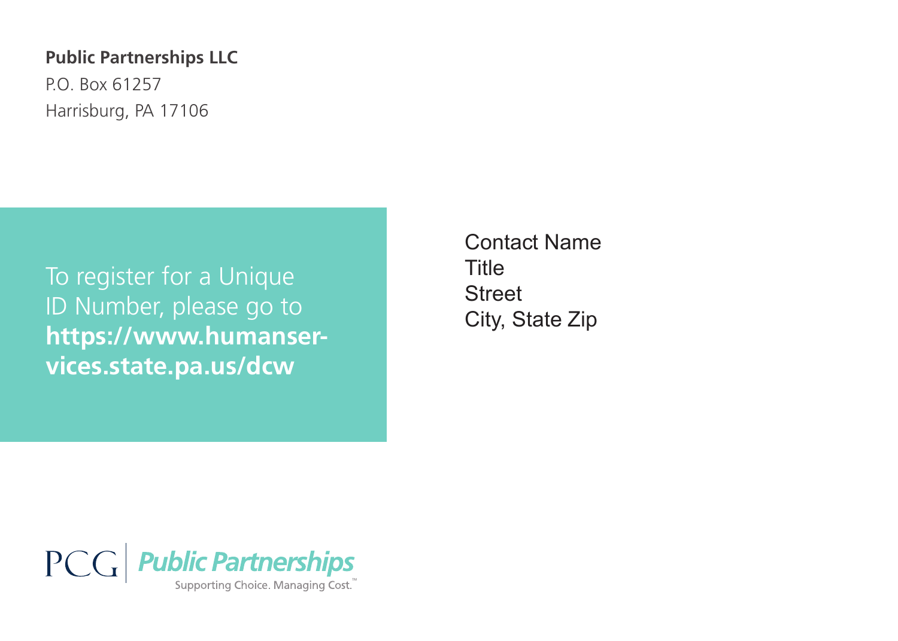**Public Partnerships LLC**
P.O. Box 61257
Harrisburg, PA 17106

To register for a Unique ID Number, please go to **https://www.humanservices.state.pa.us/dcw**

Contact Name
Title
Street
City, State Zip

PCG | *Public Partnerships*
Supporting Choice. Managing Cost.™